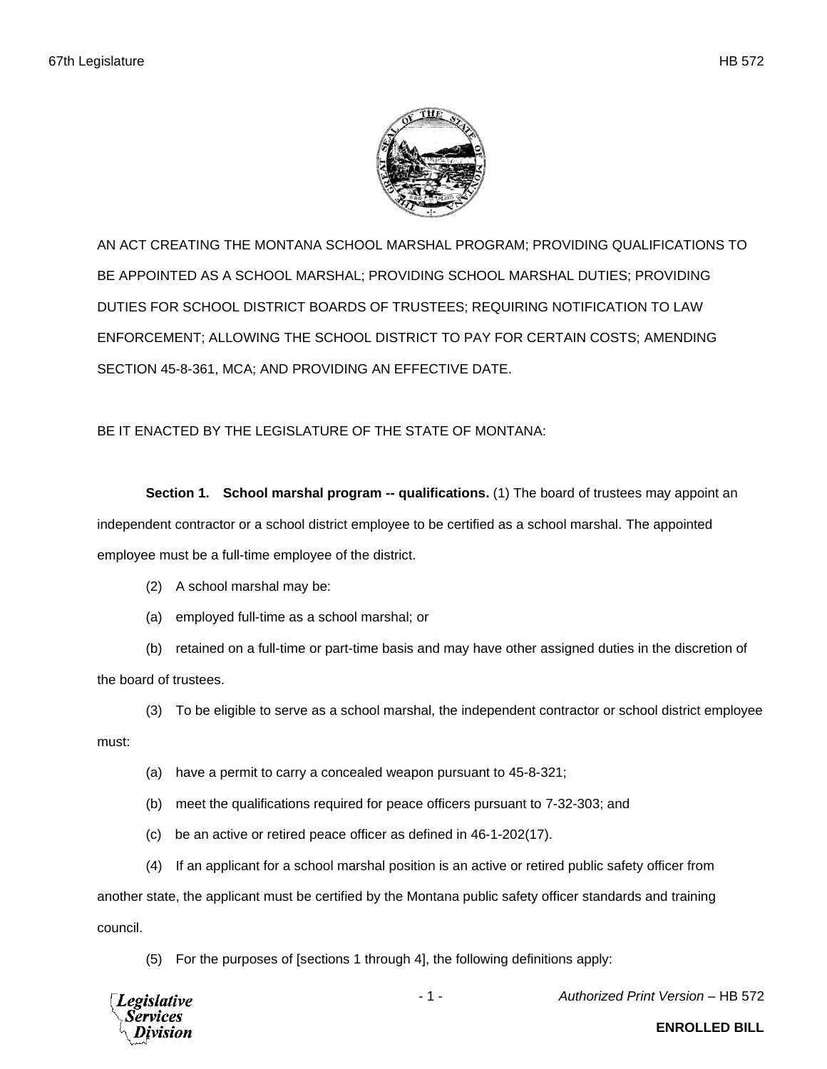AN ACT CREATING THE MONTANA SCHOOL MARSHAL PROGRAM; PROVIDING QUALIFICATIONS TO BE APPOINTED AS A SCHOOL MARSHAL; PROVIDING SCHOOL MARSHAL DUTIES; PROVIDING DUTIES FOR SCHOOL DISTRICT BOARDS OF TRUSTEES; REQUIRING NOTIFICATION TO LAW ENFORCEMENT; ALLOWING THE SCHOOL DISTRICT TO PAY FOR CERTAIN COSTS; AMENDING SECTION 45-8-361, MCA; AND PROVIDING AN EFFECTIVE DATE.

BE IT ENACTED BY THE LEGISLATURE OF THE STATE OF MONTANA:

**Section 1. School marshal program -- qualifications.** (1) The board of trustees may appoint an independent contractor or a school district employee to be certified as a school marshal. The appointed employee must be a full-time employee of the district.

(2) A school marshal may be:

(a) employed full-time as a school marshal; or

(b) retained on a full-time or part-time basis and may have other assigned duties in the discretion of the board of trustees.

(3) To be eligible to serve as a school marshal, the independent contractor or school district employee must:

(a) have a permit to carry a concealed weapon pursuant to 45-8-321;

(b) meet the qualifications required for peace officers pursuant to 7-32-303; and

(c) be an active or retired peace officer as defined in 46-1-202(17).

(4) If an applicant for a school marshal position is an active or retired public safety officer from another state, the applicant must be certified by the Montana public safety officer standards and training council.

(5) For the purposes of [sections 1 through 4], the following definitions apply: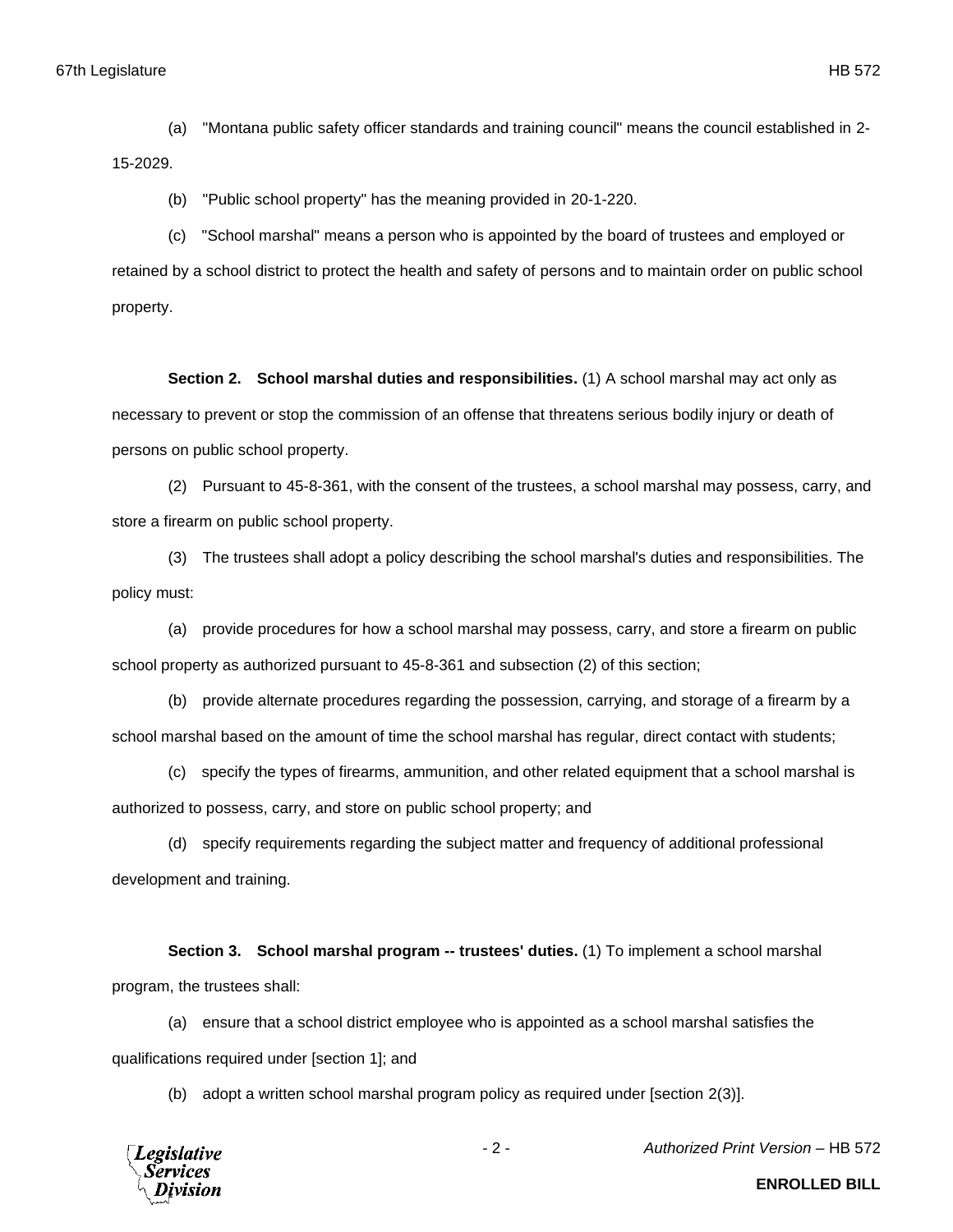(a) "Montana public safety officer standards and training council" means the council established in 2-15-2029.

(b) "Public school property" has the meaning provided in 20-1-220.

(c) "School marshal" means a person who is appointed by the board of trustees and employed or retained by a school district to protect the health and safety of persons and to maintain order on public school property.

**Section 2. School marshal duties and responsibilities.** (1) A school marshal may act only as necessary to prevent or stop the commission of an offense that threatens serious bodily injury or death of persons on public school property.

(2) Pursuant to 45-8-361, with the consent of the trustees, a school marshal may possess, carry, and store a firearm on public school property.

(3) The trustees shall adopt a policy describing the school marshal's duties and responsibilities. The policy must:

(a) provide procedures for how a school marshal may possess, carry, and store a firearm on public school property as authorized pursuant to 45-8-361 and subsection (2) of this section;

(b) provide alternate procedures regarding the possession, carrying, and storage of a firearm by a school marshal based on the amount of time the school marshal has regular, direct contact with students;

(c) specify the types of firearms, ammunition, and other related equipment that a school marshal is authorized to possess, carry, and store on public school property; and

(d) specify requirements regarding the subject matter and frequency of additional professional development and training.

**Section 3. School marshal program -- trustees' duties.** (1) To implement a school marshal program, the trustees shall:

(a) ensure that a school district employee who is appointed as a school marshal satisfies the qualifications required under [section 1]; and

(b) adopt a written school marshal program policy as required under [section 2(3)].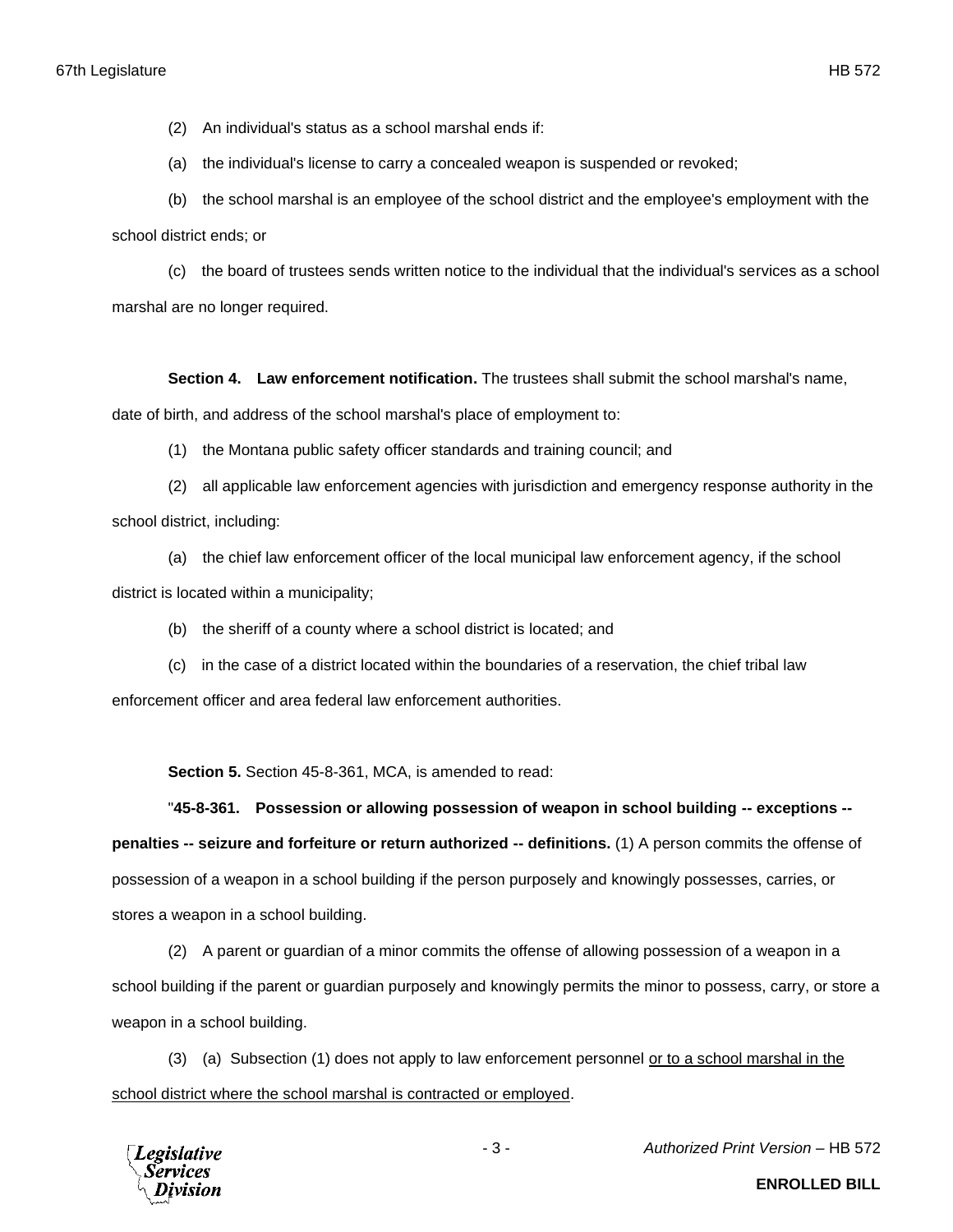(2) An individual's status as a school marshal ends if:

(a) the individual's license to carry a concealed weapon is suspended or revoked;

(b) the school marshal is an employee of the school district and the employee's employment with the school district ends; or

(c) the board of trustees sends written notice to the individual that the individual's services as a school marshal are no longer required.

**Section 4. Law enforcement notification.** The trustees shall submit the school marshal's name, date of birth, and address of the school marshal's place of employment to:

(1) the Montana public safety officer standards and training council; and

(2) all applicable law enforcement agencies with jurisdiction and emergency response authority in the school district, including:

(a) the chief law enforcement officer of the local municipal law enforcement agency, if the school district is located within a municipality;

(b) the sheriff of a county where a school district is located; and

(c) in the case of a district located within the boundaries of a reservation, the chief tribal law enforcement officer and area federal law enforcement authorities.

**Section 5.** Section 45-8-361, MCA, is amended to read:

"**45-8-361. Possession or allowing possession of weapon in school building -- exceptions -- penalties -- seizure and forfeiture or return authorized -- definitions.** (1) A person commits the offense of possession of a weapon in a school building if the person purposely and knowingly possesses, carries, or stores a weapon in a school building.

(2) A parent or guardian of a minor commits the offense of allowing possession of a weapon in a school building if the parent or guardian purposely and knowingly permits the minor to possess, carry, or store a weapon in a school building.

(3) (a) Subsection (1) does not apply to law enforcement personnel <u>or to a school marshal in the school district where the school marshal is contracted or employed</u>.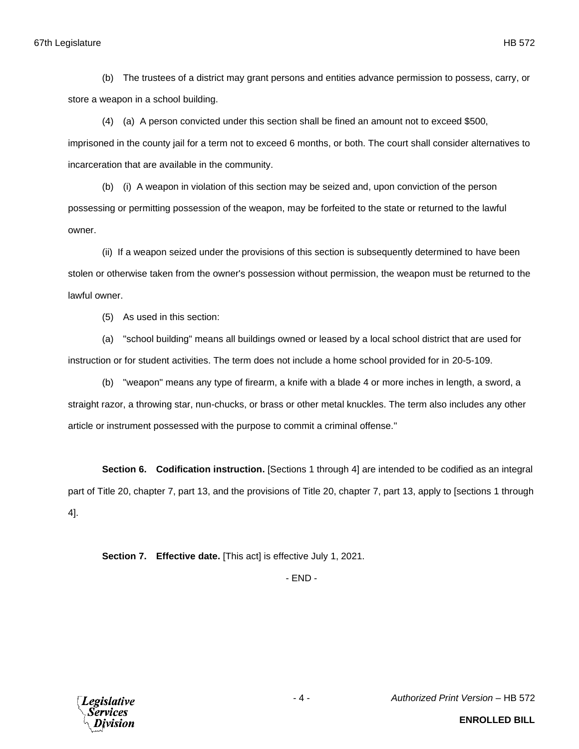(b) The trustees of a district may grant persons and entities advance permission to possess, carry, or store a weapon in a school building.

(4) (a) A person convicted under this section shall be fined an amount not to exceed $500, imprisoned in the county jail for a term not to exceed 6 months, or both. The court shall consider alternatives to incarceration that are available in the community.

(b) (i) A weapon in violation of this section may be seized and, upon conviction of the person possessing or permitting possession of the weapon, may be forfeited to the state or returned to the lawful owner.

(ii) If a weapon seized under the provisions of this section is subsequently determined to have been stolen or otherwise taken from the owner's possession without permission, the weapon must be returned to the lawful owner.

(5) As used in this section:

(a) "school building" means all buildings owned or leased by a local school district that are used for instruction or for student activities. The term does not include a home school provided for in 20-5-109.

(b) "weapon" means any type of firearm, a knife with a blade 4 or more inches in length, a sword, a straight razor, a throwing star, nun-chucks, or brass or other metal knuckles. The term also includes any other article or instrument possessed with the purpose to commit a criminal offense."

**Section 6. Codification instruction.** [Sections 1 through 4] are intended to be codified as an integral part of Title 20, chapter 7, part 13, and the provisions of Title 20, chapter 7, part 13, apply to [sections 1 through 4].

**Section 7. Effective date.** [This act] is effective July 1, 2021.

- END -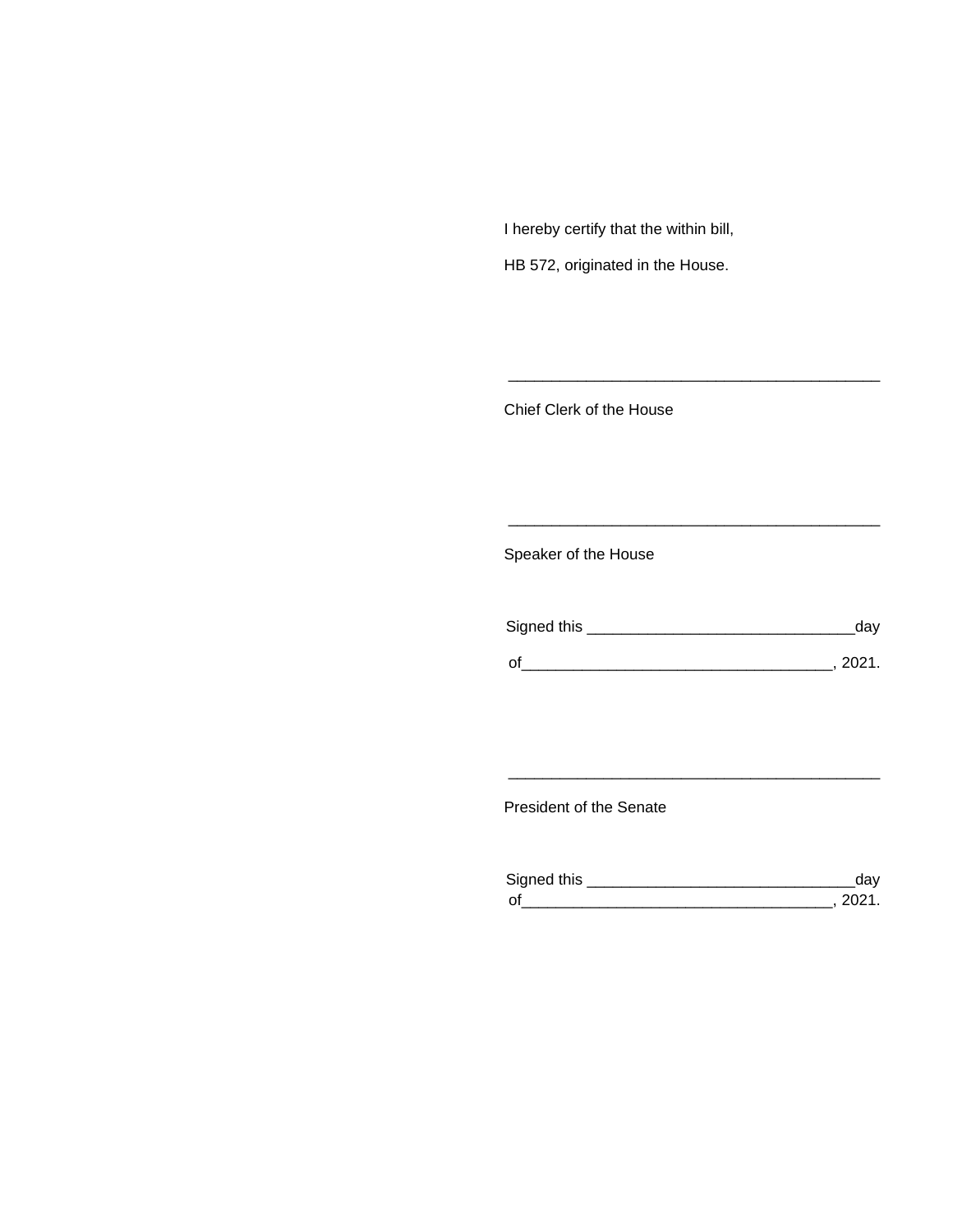I hereby certify that the within bill,

HB 572, originated in the House.

\_\_\_\_\_\_\_\_\_\_\_\_\_\_\_\_\_\_\_\_\_\_\_\_\_\_\_\_\_\_\_\_\_\_\_\_\_\_\_\_\_\_\_\_

Chief Clerk of the House

\_\_\_\_\_\_\_\_\_\_\_\_\_\_\_\_\_\_\_\_\_\_\_\_\_\_\_\_\_\_\_\_\_\_\_\_\_\_\_\_\_\_\_\_

Speaker of the House

Signed this \_\_\_\_\_\_\_\_\_\_\_\_\_\_\_\_\_\_\_\_\_\_\_\_\_\_\_\_\_\_\_day

of\_\_\_\_\_\_\_\_\_\_\_\_\_\_\_\_\_\_\_\_\_\_\_\_\_\_\_\_\_\_\_\_\_\_\_, 2021.

\_\_\_\_\_\_\_\_\_\_\_\_\_\_\_\_\_\_\_\_\_\_\_\_\_\_\_\_\_\_\_\_\_\_\_\_\_\_\_\_\_\_\_\_

President of the Senate

Signed this \_\_\_\_\_\_\_\_\_\_\_\_\_\_\_\_\_\_\_\_\_\_\_\_\_\_\_\_\_\_\_day

of\_\_\_\_\_\_\_\_\_\_\_\_\_\_\_\_\_\_\_\_\_\_\_\_\_\_\_\_\_\_\_\_\_\_\_, 2021.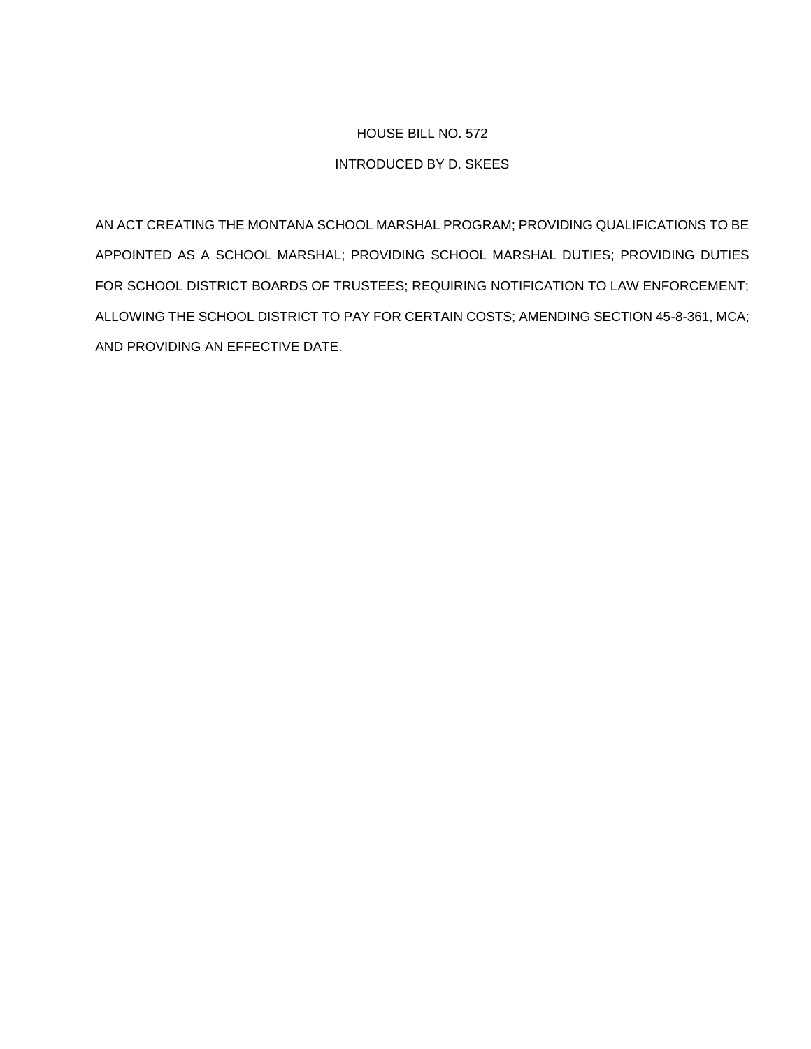HOUSE BILL NO. 572

INTRODUCED BY D. SKEES

AN ACT CREATING THE MONTANA SCHOOL MARSHAL PROGRAM; PROVIDING QUALIFICATIONS TO BE APPOINTED AS A SCHOOL MARSHAL; PROVIDING SCHOOL MARSHAL DUTIES; PROVIDING DUTIES FOR SCHOOL DISTRICT BOARDS OF TRUSTEES; REQUIRING NOTIFICATION TO LAW ENFORCEMENT; ALLOWING THE SCHOOL DISTRICT TO PAY FOR CERTAIN COSTS; AMENDING SECTION 45-8-361, MCA; AND PROVIDING AN EFFECTIVE DATE.